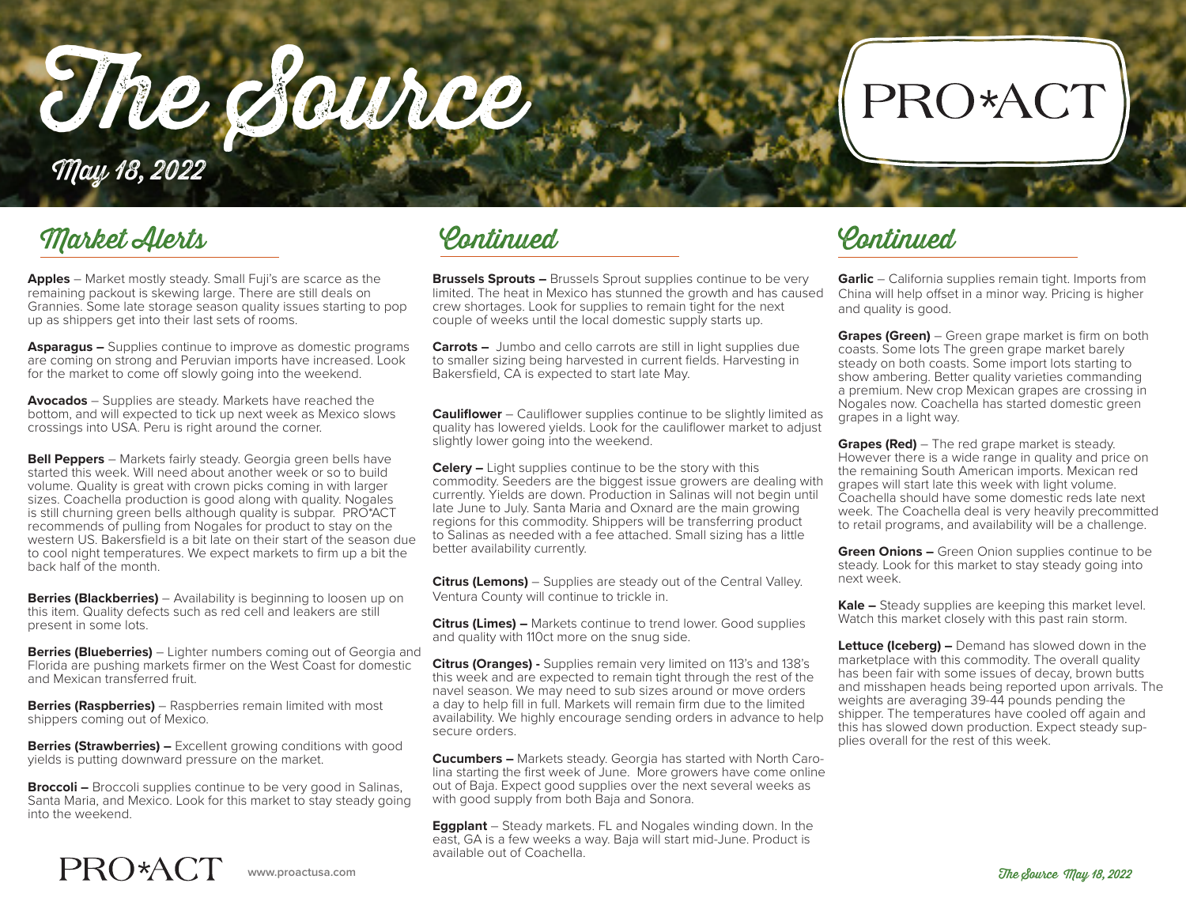# The Source

May 18, 2022

PRO*ACT

## Market Alerts

**Apples** – Market mostly steady. Small Fuji's are scarce as the remaining packout is skewing large. There are still deals on Grannies. Some late storage season quality issues starting to pop up as shippers get into their last sets of rooms.

**Asparagus –** Supplies continue to improve as domestic programs are coming on strong and Peruvian imports have increased. Look for the market to come off slowly going into the weekend.

**Avocados** – Supplies are steady. Markets have reached the bottom, and will expected to tick up next week as Mexico slows crossings into USA. Peru is right around the corner.

**Bell Peppers** – Markets fairly steady. Georgia green bells have started this week. Will need about another week or so to build volume. Quality is great with crown picks coming in with larger sizes. Coachella production is good along with quality. Nogales is still churning green bells although quality is subpar. PRO*ACT recommends of pulling from Nogales for product to stay on the western US. Bakersfield is a bit late on their start of the season due to cool night temperatures. We expect markets to firm up a bit the back half of the month.

**Berries (Blackberries)** – Availability is beginning to loosen up on this item. Quality defects such as red cell and leakers are still present in some lots.

**Berries (Blueberries)** – Lighter numbers coming out of Georgia and Florida are pushing markets firmer on the West Coast for domestic and Mexican transferred fruit.

**Berries (Raspberries)** – Raspberries remain limited with most shippers coming out of Mexico.

**Berries (Strawberries) –** Excellent growing conditions with good yields is putting downward pressure on the market.

**Broccoli –** Broccoli supplies continue to be very good in Salinas, Santa Maria, and Mexico. Look for this market to stay steady going into the weekend.

## Continued

**Brussels Sprouts –** Brussels Sprout supplies continue to be very limited. The heat in Mexico has stunned the growth and has caused crew shortages. Look for supplies to remain tight for the next couple of weeks until the local domestic supply starts up.

**Carrots –** Jumbo and cello carrots are still in light supplies due to smaller sizing being harvested in current fields. Harvesting in Bakersfield, CA is expected to start late May.

**Cauliflower** – Cauliflower supplies continue to be slightly limited as quality has lowered yields. Look for the cauliflower market to adjust slightly lower going into the weekend.

**Celery –** Light supplies continue to be the story with this commodity. Seeders are the biggest issue growers are dealing with currently. Yields are down. Production in Salinas will not begin until late June to July. Santa Maria and Oxnard are the main growing regions for this commodity. Shippers will be transferring product to Salinas as needed with a fee attached. Small sizing has a little better availability currently.

**Citrus (Lemons)** – Supplies are steady out of the Central Valley. Ventura County will continue to trickle in.

**Citrus (Limes) –** Markets continue to trend lower. Good supplies and quality with 110ct more on the snug side.

**Citrus (Oranges) -** Supplies remain very limited on 113's and 138's this week and are expected to remain tight through the rest of the navel season. We may need to sub sizes around or move orders a day to help fill in full. Markets will remain firm due to the limited availability. We highly encourage sending orders in advance to help secure orders.

**Cucumbers –** Markets steady. Georgia has started with North Carolina starting the first week of June. More growers have come online out of Baja. Expect good supplies over the next several weeks as with good supply from both Baja and Sonora.

**Eggplant** – Steady markets. FL and Nogales winding down. In the east, GA is a few weeks a way. Baja will start mid-June. Product is available out of Coachella.

## Continued

**Garlic** – California supplies remain tight. Imports from China will help offset in a minor way. Pricing is higher and quality is good.

**Grapes (Green)** – Green grape market is firm on both coasts. Some lots The green grape market barely steady on both coasts. Some import lots starting to show ambering. Better quality varieties commanding a premium. New crop Mexican grapes are crossing in Nogales now. Coachella has started domestic green grapes in a light way.

**Grapes (Red)** – The red grape market is steady. However there is a wide range in quality and price on the remaining South American imports. Mexican red grapes will start late this week with light volume. Coachella should have some domestic reds late next week. The Coachella deal is very heavily precommitted to retail programs, and availability will be a challenge.

**Green Onions –** Green Onion supplies continue to be steady. Look for this market to stay steady going into next week.

**Kale –** Steady supplies are keeping this market level. Watch this market closely with this past rain storm.

**Lettuce (Iceberg) –** Demand has slowed down in the marketplace with this commodity. The overall quality has been fair with some issues of decay, brown butts and misshapen heads being reported upon arrivals. The weights are averaging 39-44 pounds pending the shipper. The temperatures have cooled off again and this has slowed down production. Expect steady supplies overall for the rest of this week.

PRO*ACT www.proactusa.com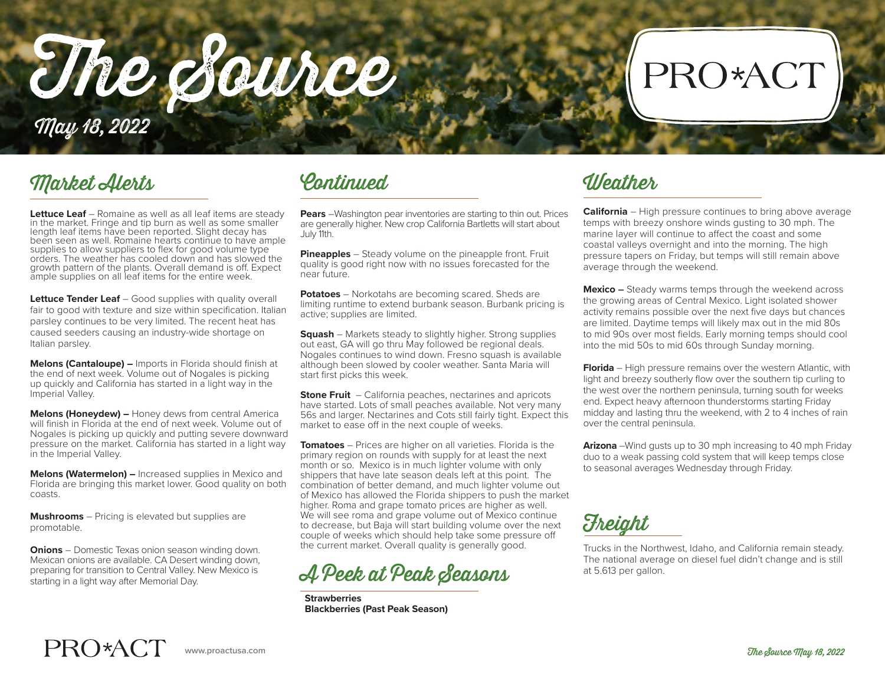# The Source

May 18, 2022

PRO*ACT

## Market Alerts

**Lettuce Leaf** – Romaine as well as all leaf items are steady in the market. Fringe and tip burn as well as some smaller length leaf items have been reported. Slight decay has been seen as well. Romaine hearts continue to have ample supplies to allow suppliers to flex for good volume type orders. The weather has cooled down and has slowed the growth pattern of the plants. Overall demand is off. Expect ample supplies on all leaf items for the entire week.

**Lettuce Tender Leaf** – Good supplies with quality overall fair to good with texture and size within specification. Italian parsley continues to be very limited. The recent heat has caused seeders causing an industry-wide shortage on Italian parsley.

**Melons (Cantaloupe) –** Imports in Florida should finish at the end of next week. Volume out of Nogales is picking up quickly and California has started in a light way in the Imperial Valley.

**Melons (Honeydew) –** Honey dews from central America will finish in Florida at the end of next week. Volume out of Nogales is picking up quickly and putting severe downward pressure on the market. California has started in a light way in the Imperial Valley.

**Melons (Watermelon) –** Increased supplies in Mexico and Florida are bringing this market lower. Good quality on both coasts.

**Mushrooms** – Pricing is elevated but supplies are promotable.

**Onions** – Domestic Texas onion season winding down. Mexican onions are available. CA Desert winding down, preparing for transition to Central Valley. New Mexico is starting in a light way after Memorial Day.

## Continued

**Pears** –Washington pear inventories are starting to thin out. Prices are generally higher. New crop California Bartletts will start about July 11th.

**Pineapples** – Steady volume on the pineapple front. Fruit quality is good right now with no issues forecasted for the near future.

**Potatoes** – Norkotahs are becoming scared. Sheds are limiting runtime to extend burbank season. Burbank pricing is active; supplies are limited.

**Squash** – Markets steady to slightly higher. Strong supplies out east, GA will go thru May followed be regional deals. Nogales continues to wind down. Fresno squash is available although been slowed by cooler weather. Santa Maria will start first picks this week.

**Stone Fruit** – California peaches, nectarines and apricots have started. Lots of small peaches available. Not very many 56s and larger. Nectarines and Cots still fairly tight. Expect this market to ease off in the next couple of weeks.

**Tomatoes** – Prices are higher on all varieties. Florida is the primary region on rounds with supply for at least the next month or so. Mexico is in much lighter volume with only shippers that have late season deals left at this point. The combination of better demand, and much lighter volume out of Mexico has allowed the Florida shippers to push the market higher. Roma and grape tomato prices are higher as well. We will see roma and grape volume out of Mexico continue to decrease, but Baja will start building volume over the next couple of weeks which should help take some pressure off the current market. Overall quality is generally good.

## A Peek at Peak Seasons

**Strawberries**
**Blackberries (Past Peak Season)**

## Weather

**California** – High pressure continues to bring above average temps with breezy onshore winds gusting to 30 mph. The marine layer will continue to affect the coast and some coastal valleys overnight and into the morning. The high pressure tapers on Friday, but temps will still remain above average through the weekend.

**Mexico –** Steady warms temps through the weekend across the growing areas of Central Mexico. Light isolated shower activity remains possible over the next five days but chances are limited. Daytime temps will likely max out in the mid 80s to mid 90s over most fields. Early morning temps should cool into the mid 50s to mid 60s through Sunday morning.

**Florida** – High pressure remains over the western Atlantic, with light and breezy southerly flow over the southern tip curling to the west over the northern peninsula, turning south for weeks end. Expect heavy afternoon thunderstorms starting Friday midday and lasting thru the weekend, with 2 to 4 inches of rain over the central peninsula.

**Arizona** –Wind gusts up to 30 mph increasing to 40 mph Friday duo to a weak passing cold system that will keep temps close to seasonal averages Wednesday through Friday.

## Freight

Trucks in the Northwest, Idaho, and California remain steady. The national average on diesel fuel didn't change and is still at 5.613 per gallon.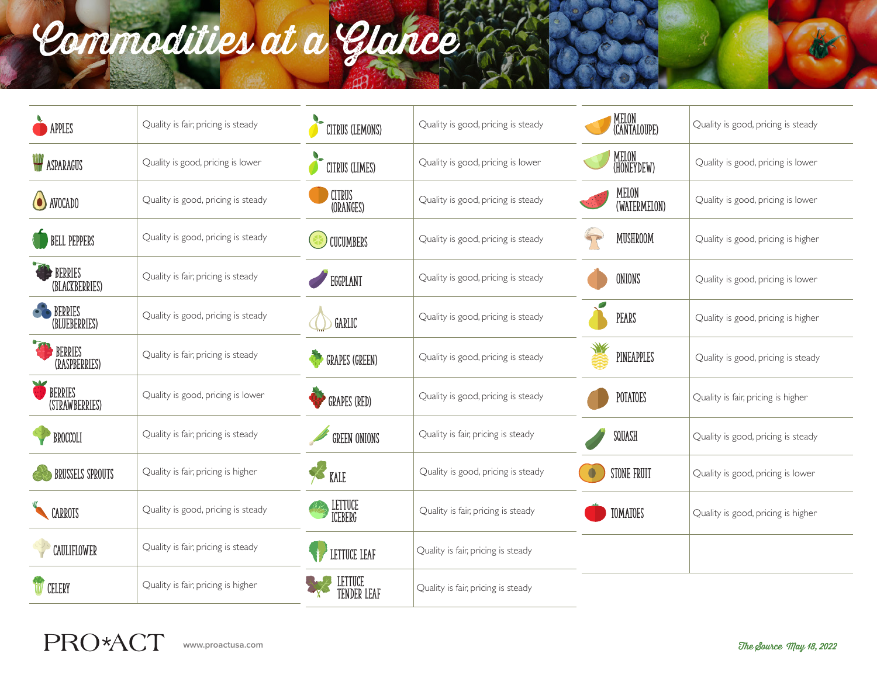# Commodities at a Glance

| | |
|---|---|
| APPLES | Quality is fair, pricing is steady |
| ASPARAGUS | Quality is good, pricing is lower |
| AVOCADO | Quality is good, pricing is steady |
| BELL PEPPERS | Quality is good, pricing is steady |
| BERRIES (BLACKBERRIES) | Quality is fair, pricing is steady |
| BERRIES (BLUEBERRIES) | Quality is good, pricing is steady |
| BERRIES (RASPBERRIES) | Quality is fair, pricing is steady |
| BERRIES (STRAWBERRIES) | Quality is good, pricing is lower |
| BROCCOLI | Quality is fair, pricing is steady |
| BRUSSELS SPROUTS | Quality is fair, pricing is higher |
| CARROTS | Quality is good, pricing is steady |
| CAULIFLOWER | Quality is fair, pricing is steady |
| CELERY | Quality is fair, pricing is higher |
| CITRUS (LEMONS) | Quality is good, pricing is steady |
| CITRUS (LIMES) | Quality is good, pricing is lower |
| CITRUS (ORANGES) | Quality is good, pricing is steady |
| CUCUMBERS | Quality is good, pricing is steady |
| EGGPLANT | Quality is good, pricing is steady |
| GARLIC | Quality is good, pricing is steady |
| GRAPES (GREEN) | Quality is good, pricing is steady |
| GRAPES (RED) | Quality is good, pricing is steady |
| GREEN ONIONS | Quality is fair, pricing is steady |
| KALE | Quality is good, pricing is steady |
| LETTUCE ICEBERG | Quality is fair, pricing is steady |
| LETTUCE LEAF | Quality is fair, pricing is steady |
| LETTUCE TENDER LEAF | Quality is fair, pricing is steady |
| MELON (CANTALOUPE) | Quality is good, pricing is steady |
| MELON (HONEYDEW) | Quality is good, pricing is lower |
| MELON (WATERMELON) | Quality is good, pricing is lower |
| MUSHROOM | Quality is good, pricing is higher |
| ONIONS | Quality is good, pricing is lower |
| PEARS | Quality is good, pricing is higher |
| PINEAPPLES | Quality is good, pricing is steady |
| POTATOES | Quality is fair, pricing is higher |
| SQUASH | Quality is good, pricing is steady |
| STONE FRUIT | Quality is good, pricing is lower |
| TOMATOES | Quality is good, pricing is higher |

PRO*ACT www.proactusa.com

*The Source May 18, 2022*